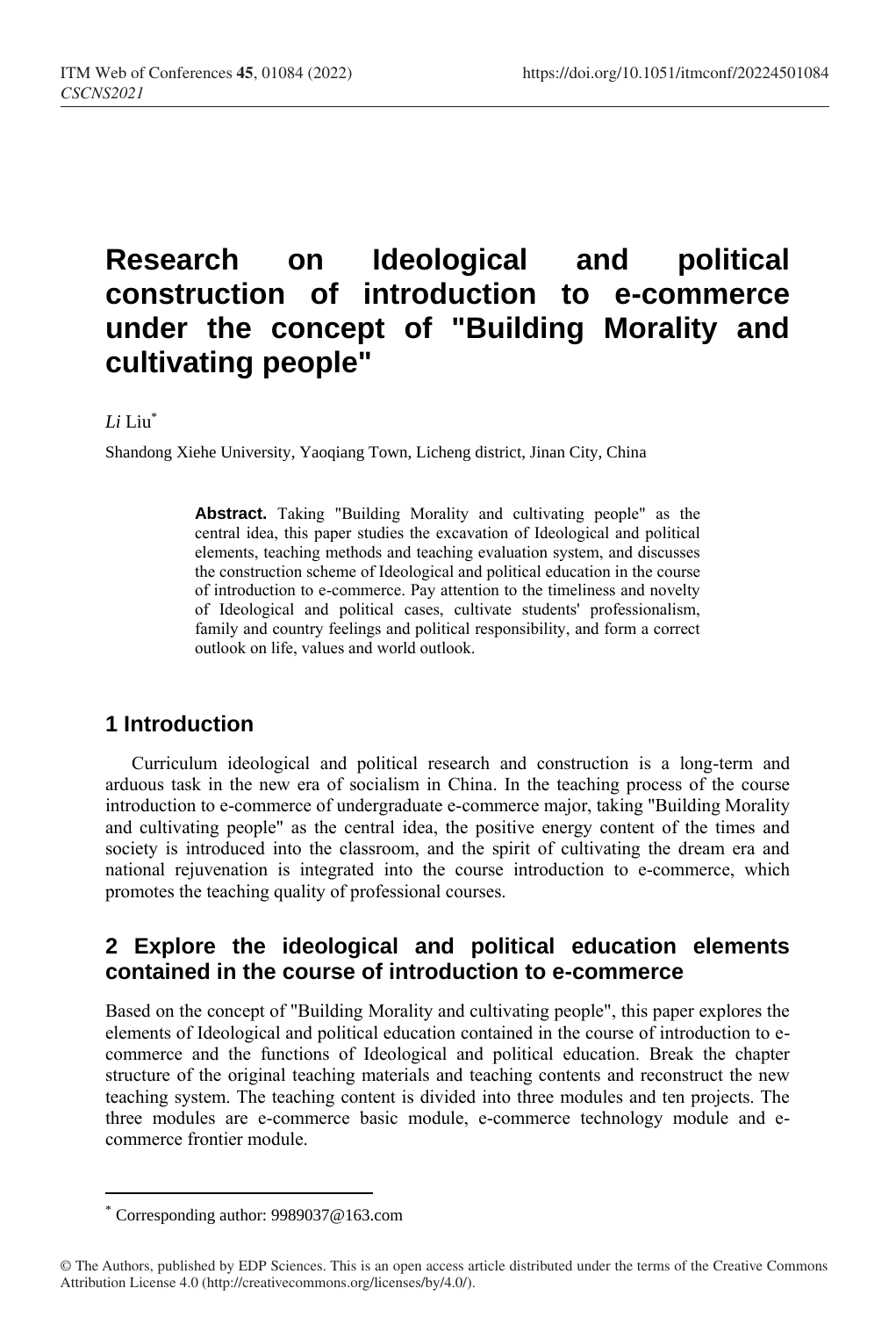# Research on Ideological and political construction of introduction to e-commerce under the concept of "Building Morality and cultivating people"

*Li* Liu*

Shandong Xiehe University, Yaoqiang Town, Licheng district, Jinan City, China

**Abstract.** Taking "Building Morality and cultivating people" as the central idea, this paper studies the excavation of Ideological and political elements, teaching methods and teaching evaluation system, and discusses the construction scheme of Ideological and political education in the course of introduction to e-commerce. Pay attention to the timeliness and novelty of Ideological and political cases, cultivate students' professionalism, family and country feelings and political responsibility, and form a correct outlook on life, values and world outlook.

## 1 Introduction

Curriculum ideological and political research and construction is a long-term and arduous task in the new era of socialism in China. In the teaching process of the course introduction to e-commerce of undergraduate e-commerce major, taking "Building Morality and cultivating people" as the central idea, the positive energy content of the times and society is introduced into the classroom, and the spirit of cultivating the dream era and national rejuvenation is integrated into the course introduction to e-commerce, which promotes the teaching quality of professional courses.

## 2 Explore the ideological and political education elements contained in the course of introduction to e-commerce

Based on the concept of "Building Morality and cultivating people", this paper explores the elements of Ideological and political education contained in the course of introduction to e-commerce and the functions of Ideological and political education. Break the chapter structure of the original teaching materials and teaching contents and reconstruct the new teaching system. The teaching content is divided into three modules and ten projects. The three modules are e-commerce basic module, e-commerce technology module and e-commerce frontier module.

* Corresponding author: 9989037@163.com

© The Authors, published by EDP Sciences. This is an open access article distributed under the terms of the Creative Commons Attribution License 4.0 (http://creativecommons.org/licenses/by/4.0/).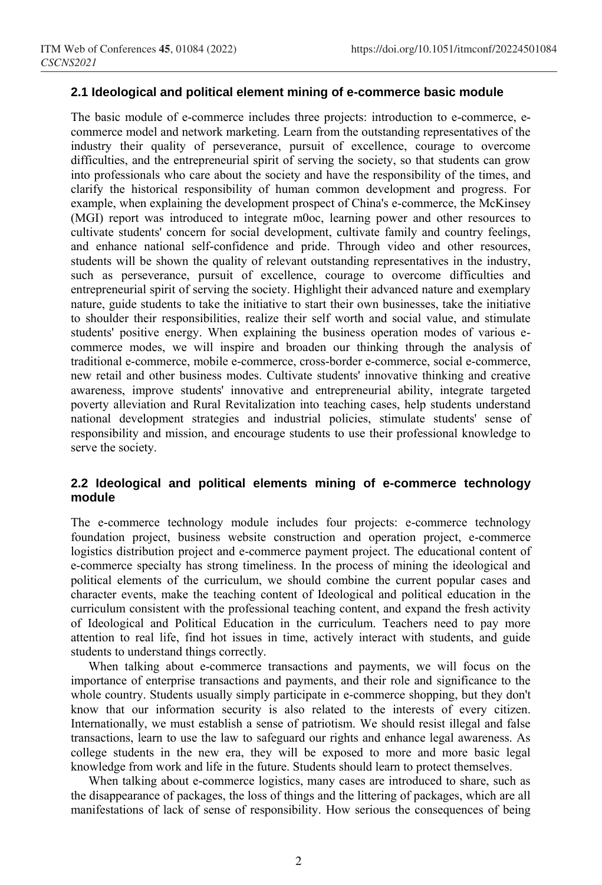## 2.1 Ideological and political element mining of e-commerce basic module

The basic module of e-commerce includes three projects: introduction to e-commerce, e-commerce model and network marketing. Learn from the outstanding representatives of the industry their quality of perseverance, pursuit of excellence, courage to overcome difficulties, and the entrepreneurial spirit of serving the society, so that students can grow into professionals who care about the society and have the responsibility of the times, and clarify the historical responsibility of human common development and progress. For example, when explaining the development prospect of China's e-commerce, the McKinsey (MGI) report was introduced to integrate m0oc, learning power and other resources to cultivate students' concern for social development, cultivate family and country feelings, and enhance national self-confidence and pride. Through video and other resources, students will be shown the quality of relevant outstanding representatives in the industry, such as perseverance, pursuit of excellence, courage to overcome difficulties and entrepreneurial spirit of serving the society. Highlight their advanced nature and exemplary nature, guide students to take the initiative to start their own businesses, take the initiative to shoulder their responsibilities, realize their self worth and social value, and stimulate students' positive energy. When explaining the business operation modes of various e-commerce modes, we will inspire and broaden our thinking through the analysis of traditional e-commerce, mobile e-commerce, cross-border e-commerce, social e-commerce, new retail and other business modes. Cultivate students' innovative thinking and creative awareness, improve students' innovative and entrepreneurial ability, integrate targeted poverty alleviation and Rural Revitalization into teaching cases, help students understand national development strategies and industrial policies, stimulate students' sense of responsibility and mission, and encourage students to use their professional knowledge to serve the society.

## 2.2 Ideological and political elements mining of e-commerce technology module

The e-commerce technology module includes four projects: e-commerce technology foundation project, business website construction and operation project, e-commerce logistics distribution project and e-commerce payment project. The educational content of e-commerce specialty has strong timeliness. In the process of mining the ideological and political elements of the curriculum, we should combine the current popular cases and character events, make the teaching content of Ideological and political education in the curriculum consistent with the professional teaching content, and expand the fresh activity of Ideological and Political Education in the curriculum. Teachers need to pay more attention to real life, find hot issues in time, actively interact with students, and guide students to understand things correctly.

When talking about e-commerce transactions and payments, we will focus on the importance of enterprise transactions and payments, and their role and significance to the whole country. Students usually simply participate in e-commerce shopping, but they don't know that our information security is also related to the interests of every citizen. Internationally, we must establish a sense of patriotism. We should resist illegal and false transactions, learn to use the law to safeguard our rights and enhance legal awareness. As college students in the new era, they will be exposed to more and more basic legal knowledge from work and life in the future. Students should learn to protect themselves.

When talking about e-commerce logistics, many cases are introduced to share, such as the disappearance of packages, the loss of things and the littering of packages, which are all manifestations of lack of sense of responsibility. How serious the consequences of being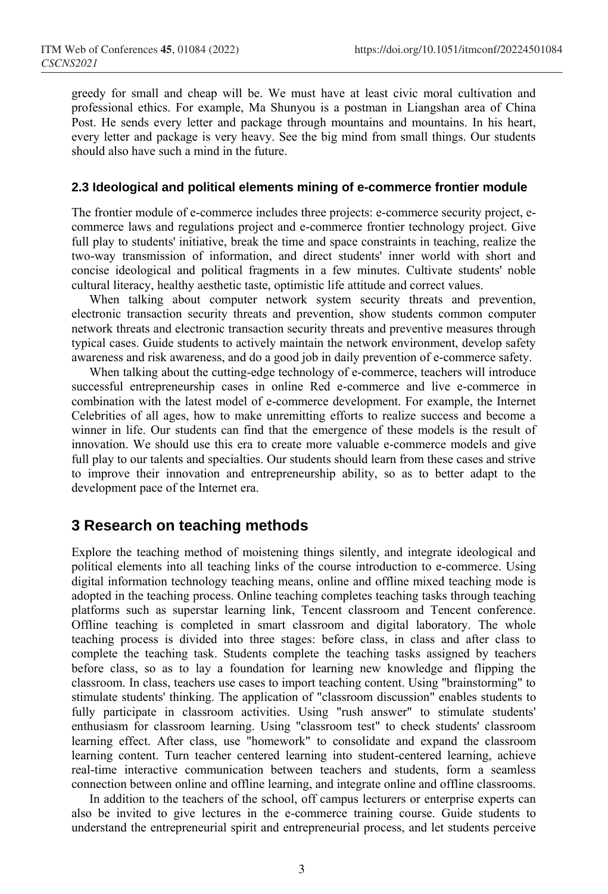greedy for small and cheap will be. We must have at least civic moral cultivation and professional ethics. For example, Ma Shunyou is a postman in Liangshan area of China Post. He sends every letter and package through mountains and mountains. In his heart, every letter and package is very heavy. See the big mind from small things. Our students should also have such a mind in the future.

### 2.3 Ideological and political elements mining of e-commerce frontier module

The frontier module of e-commerce includes three projects: e-commerce security project, e-commerce laws and regulations project and e-commerce frontier technology project. Give full play to students' initiative, break the time and space constraints in teaching, realize the two-way transmission of information, and direct students' inner world with short and concise ideological and political fragments in a few minutes. Cultivate students' noble cultural literacy, healthy aesthetic taste, optimistic life attitude and correct values.

When talking about computer network system security threats and prevention, electronic transaction security threats and prevention, show students common computer network threats and electronic transaction security threats and preventive measures through typical cases. Guide students to actively maintain the network environment, develop safety awareness and risk awareness, and do a good job in daily prevention of e-commerce safety.

When talking about the cutting-edge technology of e-commerce, teachers will introduce successful entrepreneurship cases in online Red e-commerce and live e-commerce in combination with the latest model of e-commerce development. For example, the Internet Celebrities of all ages, how to make unremitting efforts to realize success and become a winner in life. Our students can find that the emergence of these models is the result of innovation. We should use this era to create more valuable e-commerce models and give full play to our talents and specialties. Our students should learn from these cases and strive to improve their innovation and entrepreneurship ability, so as to better adapt to the development pace of the Internet era.

## 3 Research on teaching methods

Explore the teaching method of moistening things silently, and integrate ideological and political elements into all teaching links of the course introduction to e-commerce. Using digital information technology teaching means, online and offline mixed teaching mode is adopted in the teaching process. Online teaching completes teaching tasks through teaching platforms such as superstar learning link, Tencent classroom and Tencent conference. Offline teaching is completed in smart classroom and digital laboratory. The whole teaching process is divided into three stages: before class, in class and after class to complete the teaching task. Students complete the teaching tasks assigned by teachers before class, so as to lay a foundation for learning new knowledge and flipping the classroom. In class, teachers use cases to import teaching content. Using "brainstorming" to stimulate students' thinking. The application of "classroom discussion" enables students to fully participate in classroom activities. Using "rush answer" to stimulate students' enthusiasm for classroom learning. Using "classroom test" to check students' classroom learning effect. After class, use "homework" to consolidate and expand the classroom learning content. Turn teacher centered learning into student-centered learning, achieve real-time interactive communication between teachers and students, form a seamless connection between online and offline learning, and integrate online and offline classrooms.

In addition to the teachers of the school, off campus lecturers or enterprise experts can also be invited to give lectures in the e-commerce training course. Guide students to understand the entrepreneurial spirit and entrepreneurial process, and let students perceive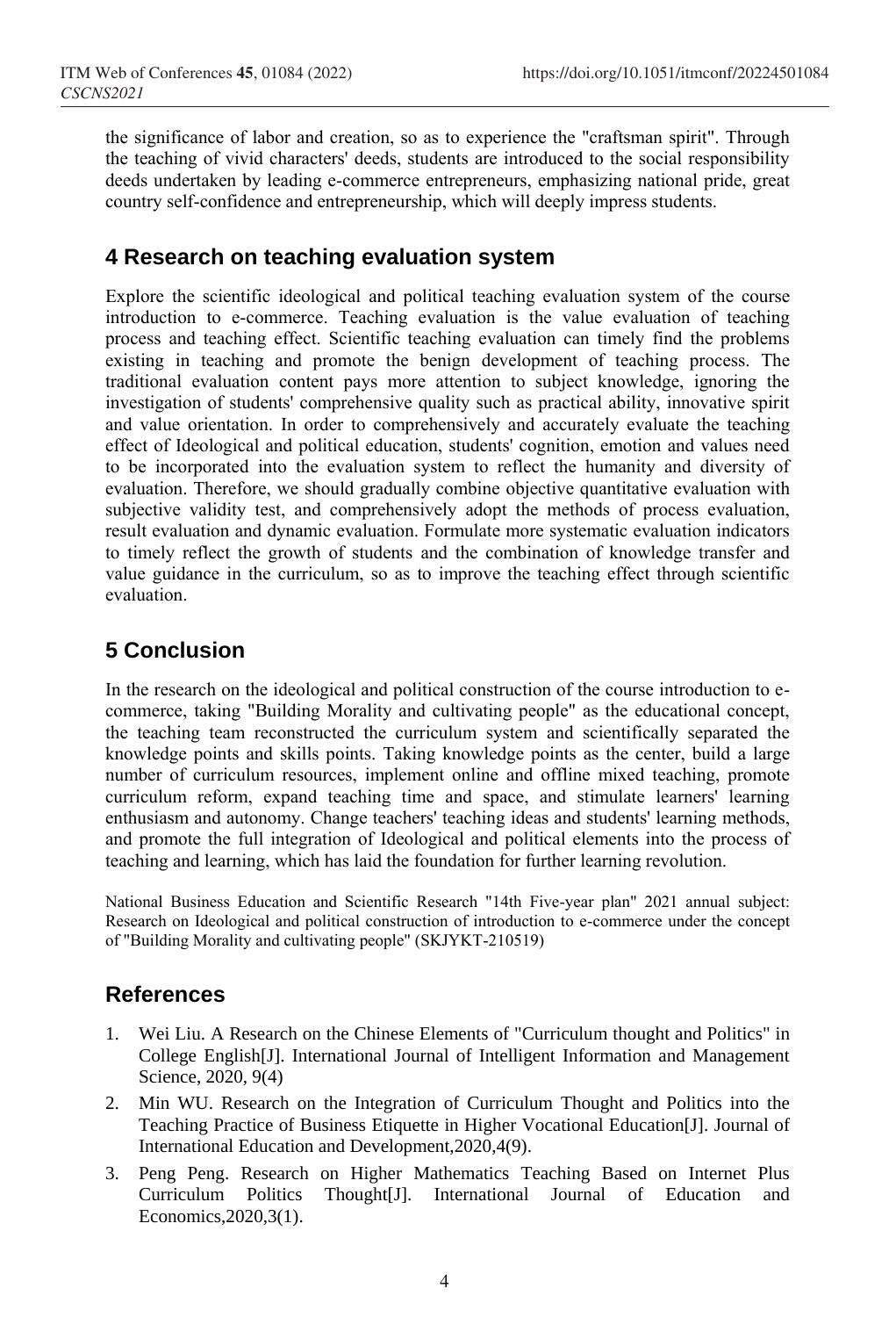the significance of labor and creation, so as to experience the "craftsman spirit". Through the teaching of vivid characters' deeds, students are introduced to the social responsibility deeds undertaken by leading e-commerce entrepreneurs, emphasizing national pride, great country self-confidence and entrepreneurship, which will deeply impress students.

## 4 Research on teaching evaluation system

Explore the scientific ideological and political teaching evaluation system of the course introduction to e-commerce. Teaching evaluation is the value evaluation of teaching process and teaching effect. Scientific teaching evaluation can timely find the problems existing in teaching and promote the benign development of teaching process. The traditional evaluation content pays more attention to subject knowledge, ignoring the investigation of students' comprehensive quality such as practical ability, innovative spirit and value orientation. In order to comprehensively and accurately evaluate the teaching effect of Ideological and political education, students' cognition, emotion and values need to be incorporated into the evaluation system to reflect the humanity and diversity of evaluation. Therefore, we should gradually combine objective quantitative evaluation with subjective validity test, and comprehensively adopt the methods of process evaluation, result evaluation and dynamic evaluation. Formulate more systematic evaluation indicators to timely reflect the growth of students and the combination of knowledge transfer and value guidance in the curriculum, so as to improve the teaching effect through scientific evaluation.

## 5 Conclusion

In the research on the ideological and political construction of the course introduction to e-commerce, taking "Building Morality and cultivating people" as the educational concept, the teaching team reconstructed the curriculum system and scientifically separated the knowledge points and skills points. Taking knowledge points as the center, build a large number of curriculum resources, implement online and offline mixed teaching, promote curriculum reform, expand teaching time and space, and stimulate learners' learning enthusiasm and autonomy. Change teachers' teaching ideas and students' learning methods, and promote the full integration of Ideological and political elements into the process of teaching and learning, which has laid the foundation for further learning revolution.

National Business Education and Scientific Research "14th Five-year plan" 2021 annual subject: Research on Ideological and political construction of introduction to e-commerce under the concept of "Building Morality and cultivating people" (SKJYKT-210519)

## References

1. Wei Liu. A Research on the Chinese Elements of "Curriculum thought and Politics" in College English[J]. International Journal of Intelligent Information and Management Science, 2020, 9(4)
2. Min WU. Research on the Integration of Curriculum Thought and Politics into the Teaching Practice of Business Etiquette in Higher Vocational Education[J]. Journal of International Education and Development,2020,4(9).
3. Peng Peng. Research on Higher Mathematics Teaching Based on Internet Plus Curriculum Politics Thought[J]. International Journal of Education and Economics,2020,3(1).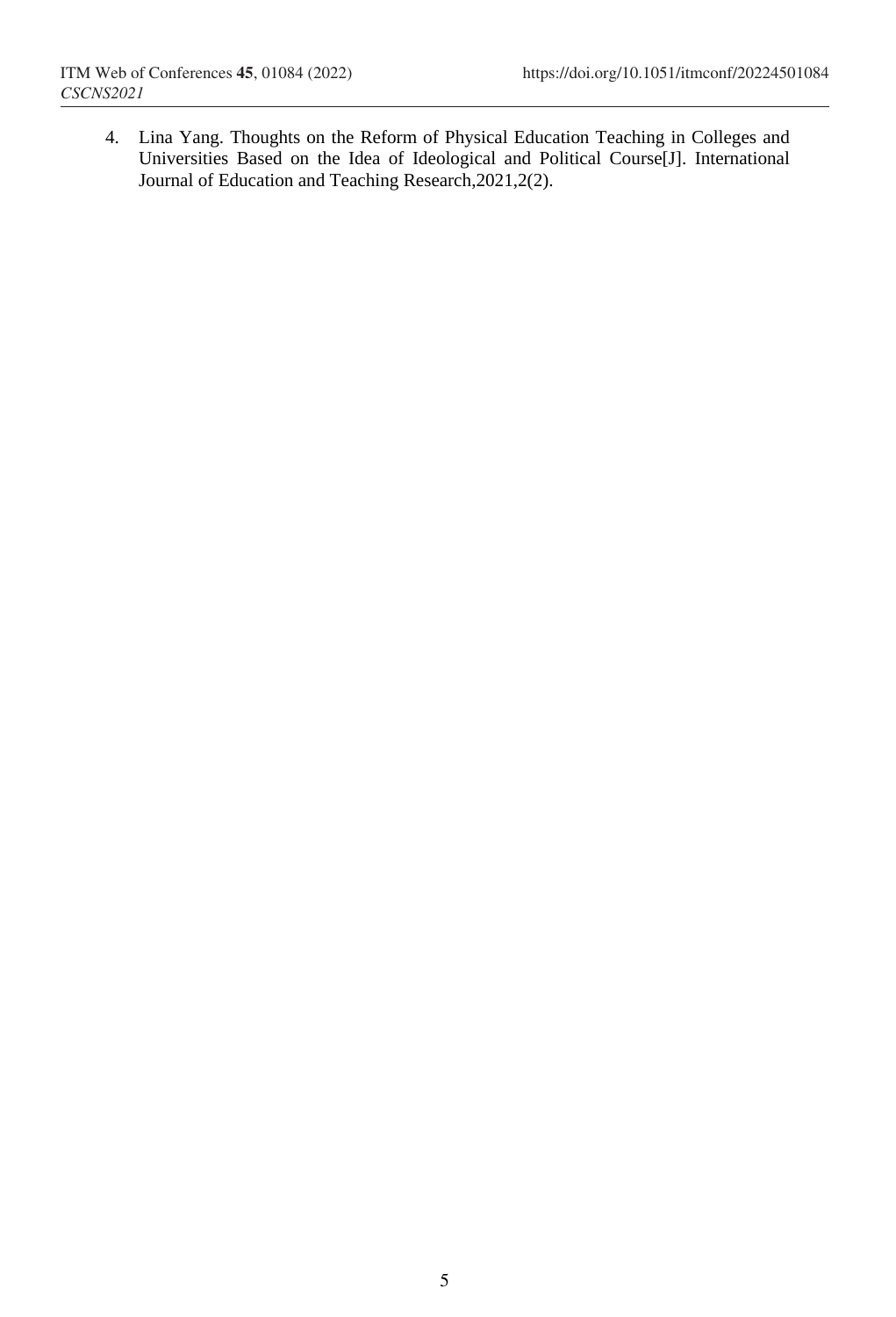4. Lina Yang. Thoughts on the Reform of Physical Education Teaching in Colleges and Universities Based on the Idea of Ideological and Political Course[J]. International Journal of Education and Teaching Research,2021,2(2).